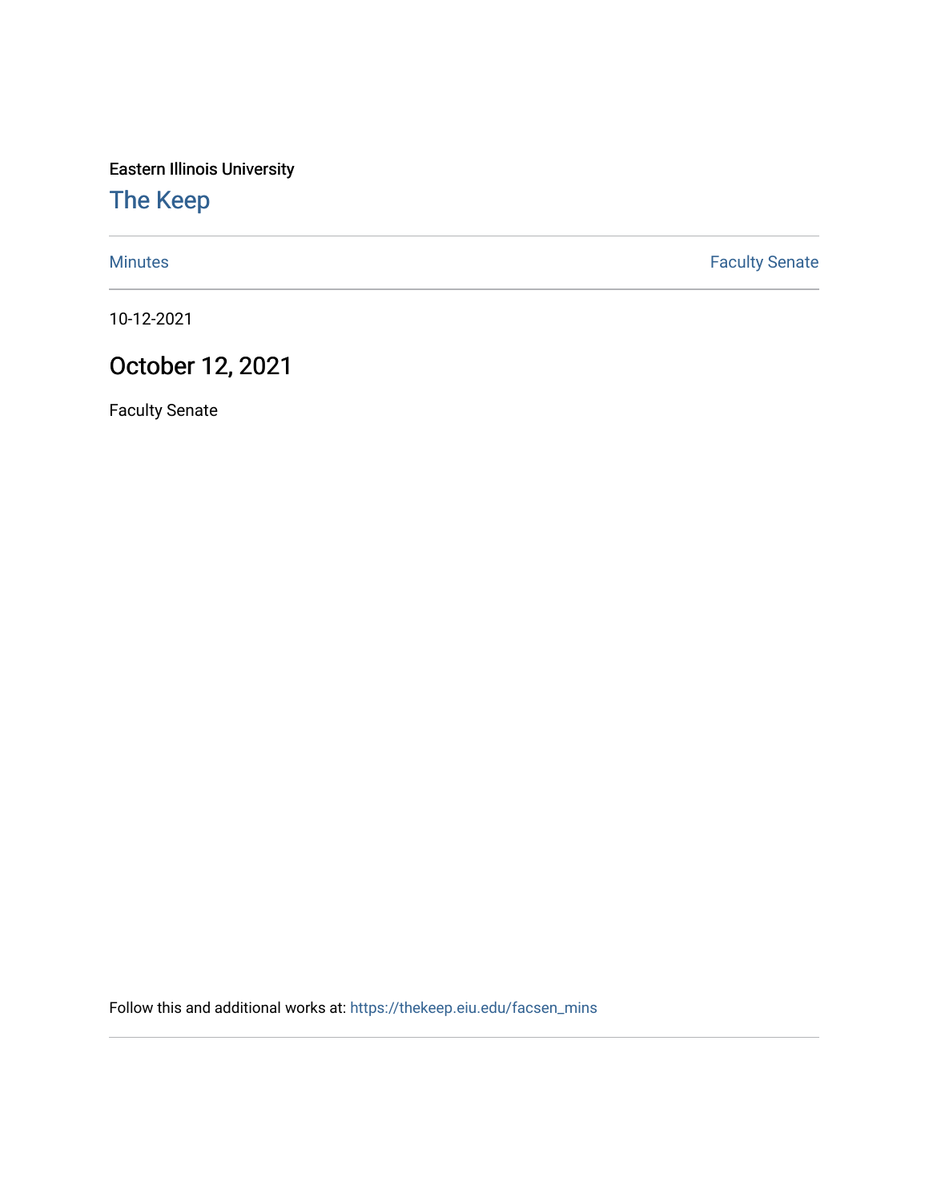Eastern Illinois University

# The Keep

Minutes | Faculty Senate

10-12-2021

## October 12, 2021

Faculty Senate

Follow this and additional works at: https://thekeep.eiu.edu/facsen_mins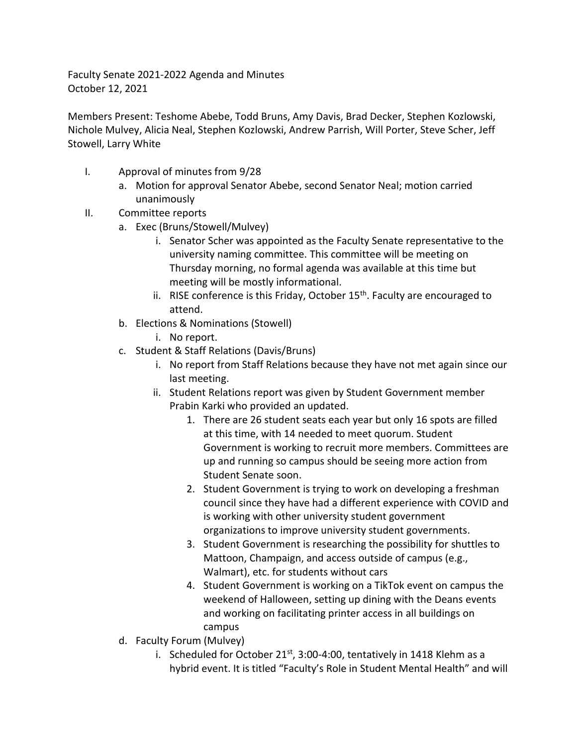Faculty Senate 2021-2022 Agenda and Minutes
October 12, 2021

Members Present: Teshome Abebe, Todd Bruns, Amy Davis, Brad Decker, Stephen Kozlowski, Nichole Mulvey, Alicia Neal, Stephen Kozlowski, Andrew Parrish, Will Porter, Steve Scher, Jeff Stowell, Larry White

I. Approval of minutes from 9/28
   a. Motion for approval Senator Abebe, second Senator Neal; motion carried unanimously
II. Committee reports
   a. Exec (Bruns/Stowell/Mulvey)
      i. Senator Scher was appointed as the Faculty Senate representative to the university naming committee. This committee will be meeting on Thursday morning, no formal agenda was available at this time but meeting will be mostly informational.
      ii. RISE conference is this Friday, October 15th. Faculty are encouraged to attend.
   b. Elections & Nominations (Stowell)
      i. No report.
   c. Student & Staff Relations (Davis/Bruns)
      i. No report from Staff Relations because they have not met again since our last meeting.
      ii. Student Relations report was given by Student Government member Prabin Karki who provided an updated.
         1. There are 26 student seats each year but only 16 spots are filled at this time, with 14 needed to meet quorum. Student Government is working to recruit more members. Committees are up and running so campus should be seeing more action from Student Senate soon.
         2. Student Government is trying to work on developing a freshman council since they have had a different experience with COVID and is working with other university student government organizations to improve university student governments.
         3. Student Government is researching the possibility for shuttles to Mattoon, Champaign, and access outside of campus (e.g., Walmart), etc. for students without cars
         4. Student Government is working on a TikTok event on campus the weekend of Halloween, setting up dining with the Deans events and working on facilitating printer access in all buildings on campus
   d. Faculty Forum (Mulvey)
      i. Scheduled for October 21st, 3:00-4:00, tentatively in 1418 Klehm as a hybrid event. It is titled "Faculty's Role in Student Mental Health" and will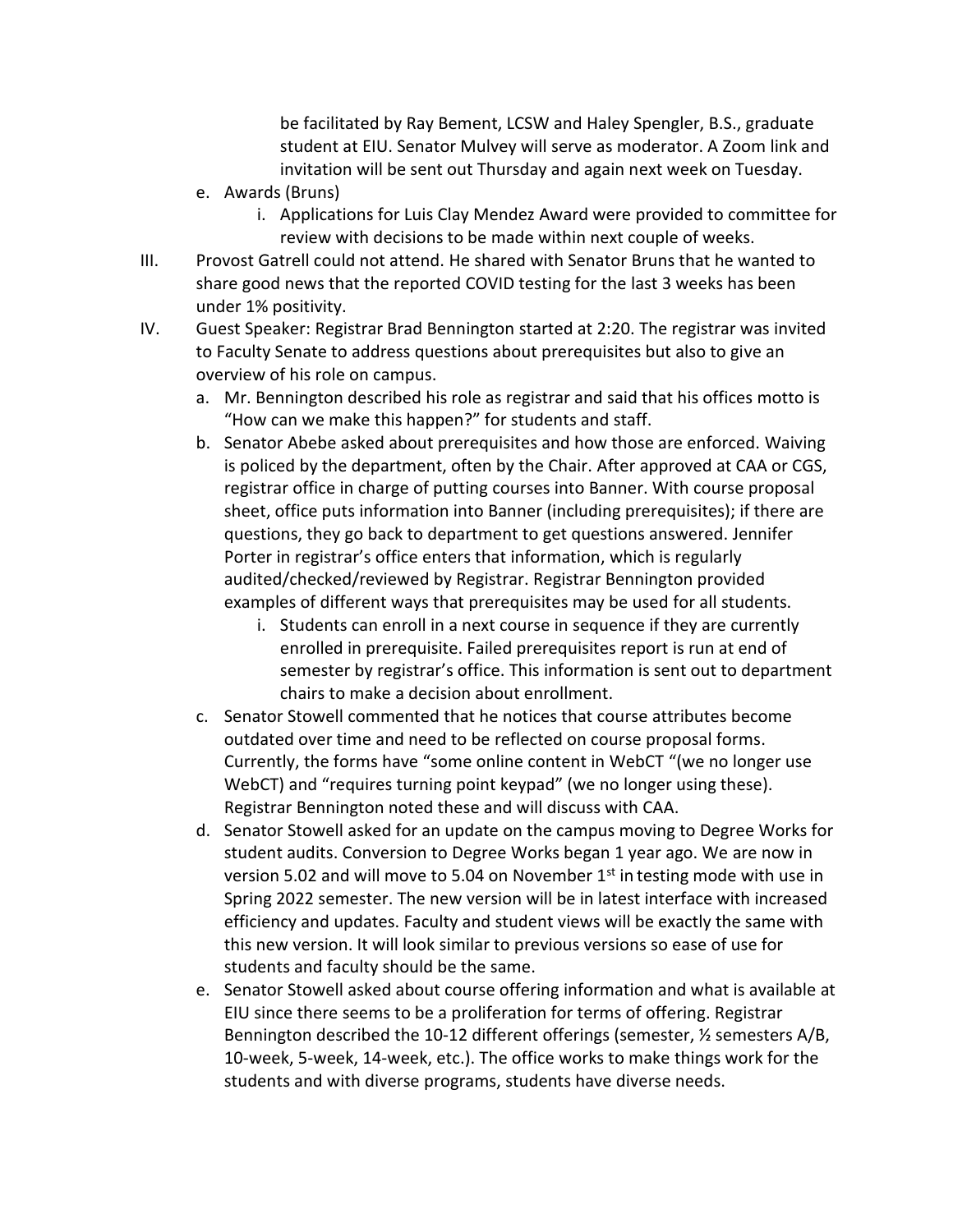be facilitated by Ray Bement, LCSW and Haley Spengler, B.S., graduate student at EIU. Senator Mulvey will serve as moderator. A Zoom link and invitation will be sent out Thursday and again next week on Tuesday.

   e. Awards (Bruns)
      i. Applications for Luis Clay Mendez Award were provided to committee for review with decisions to be made within next couple of weeks.

III. Provost Gatrell could not attend. He shared with Senator Bruns that he wanted to share good news that the reported COVID testing for the last 3 weeks has been under 1% positivity.

IV. Guest Speaker: Registrar Brad Bennington started at 2:20. The registrar was invited to Faculty Senate to address questions about prerequisites but also to give an overview of his role on campus.
   a. Mr. Bennington described his role as registrar and said that his offices motto is "How can we make this happen?" for students and staff.
   b. Senator Abebe asked about prerequisites and how those are enforced. Waiving is policed by the department, often by the Chair. After approved at CAA or CGS, registrar office in charge of putting courses into Banner. With course proposal sheet, office puts information into Banner (including prerequisites); if there are questions, they go back to department to get questions answered. Jennifer Porter in registrar's office enters that information, which is regularly audited/checked/reviewed by Registrar. Registrar Bennington provided examples of different ways that prerequisites may be used for all students.
      i. Students can enroll in a next course in sequence if they are currently enrolled in prerequisite. Failed prerequisites report is run at end of semester by registrar's office. This information is sent out to department chairs to make a decision about enrollment.
   c. Senator Stowell commented that he notices that course attributes become outdated over time and need to be reflected on course proposal forms. Currently, the forms have "some online content in WebCT "(we no longer use WebCT) and "requires turning point keypad" (we no longer using these). Registrar Bennington noted these and will discuss with CAA.
   d. Senator Stowell asked for an update on the campus moving to Degree Works for student audits. Conversion to Degree Works began 1 year ago. We are now in version 5.02 and will move to 5.04 on November 1st in testing mode with use in Spring 2022 semester. The new version will be in latest interface with increased efficiency and updates. Faculty and student views will be exactly the same with this new version. It will look similar to previous versions so ease of use for students and faculty should be the same.
   e. Senator Stowell asked about course offering information and what is available at EIU since there seems to be a proliferation for terms of offering. Registrar Bennington described the 10-12 different offerings (semester, ½ semesters A/B, 10-week, 5-week, 14-week, etc.). The office works to make things work for the students and with diverse programs, students have diverse needs.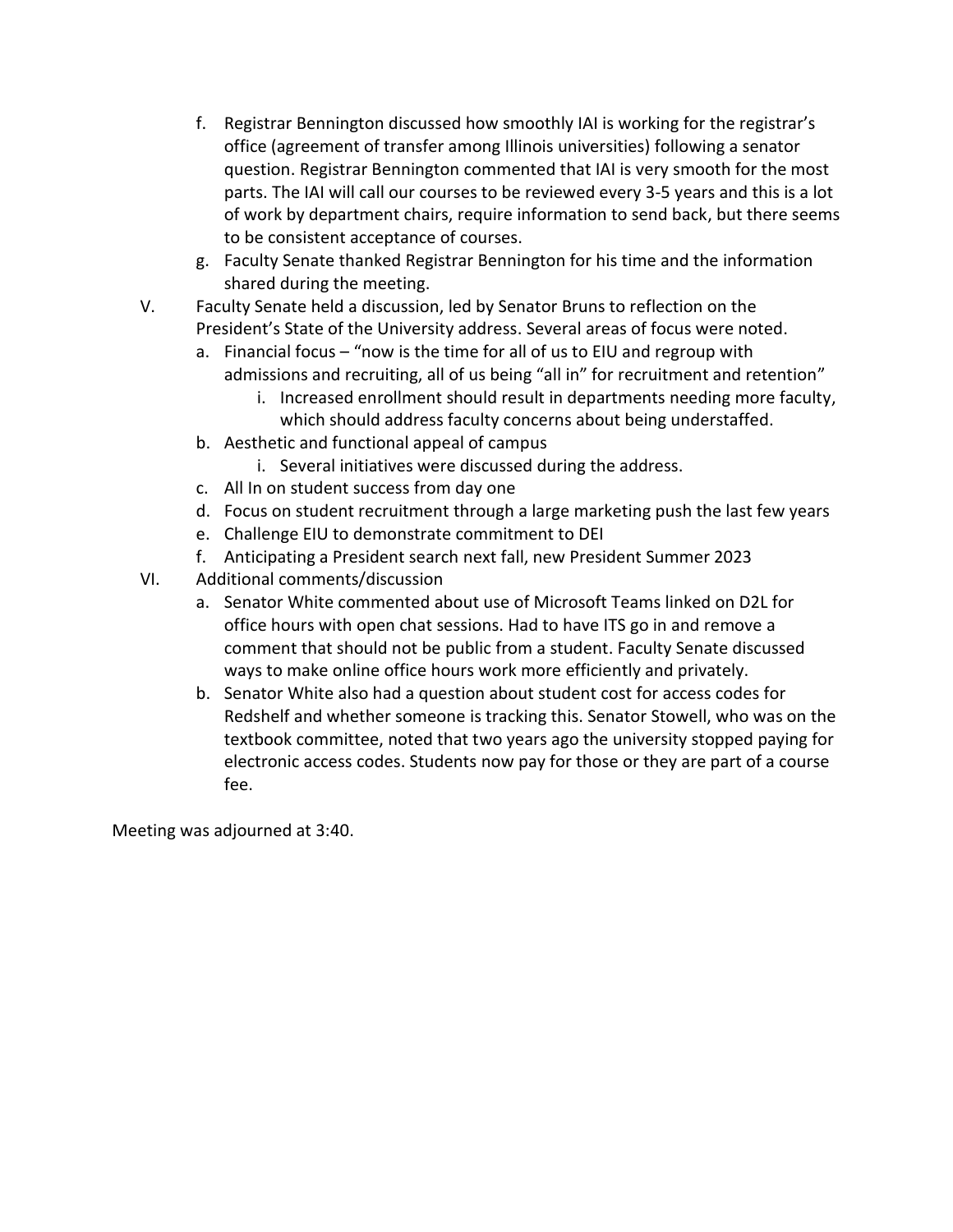f. Registrar Bennington discussed how smoothly IAI is working for the registrar's office (agreement of transfer among Illinois universities) following a senator question. Registrar Bennington commented that IAI is very smooth for the most parts. The IAI will call our courses to be reviewed every 3-5 years and this is a lot of work by department chairs, require information to send back, but there seems to be consistent acceptance of courses.

g. Faculty Senate thanked Registrar Bennington for his time and the information shared during the meeting.

V. Faculty Senate held a discussion, led by Senator Bruns to reflection on the President's State of the University address. Several areas of focus were noted.

   a. Financial focus – "now is the time for all of us to EIU and regroup with admissions and recruiting, all of us being "all in" for recruitment and retention"
      i. Increased enrollment should result in departments needing more faculty, which should address faculty concerns about being understaffed.
   b. Aesthetic and functional appeal of campus
      i. Several initiatives were discussed during the address.
   c. All In on student success from day one
   d. Focus on student recruitment through a large marketing push the last few years
   e. Challenge EIU to demonstrate commitment to DEI
   f. Anticipating a President search next fall, new President Summer 2023

VI. Additional comments/discussion

   a. Senator White commented about use of Microsoft Teams linked on D2L for office hours with open chat sessions. Had to have ITS go in and remove a comment that should not be public from a student. Faculty Senate discussed ways to make online office hours work more efficiently and privately.
   b. Senator White also had a question about student cost for access codes for Redshelf and whether someone is tracking this. Senator Stowell, who was on the textbook committee, noted that two years ago the university stopped paying for electronic access codes. Students now pay for those or they are part of a course fee.

Meeting was adjourned at 3:40.